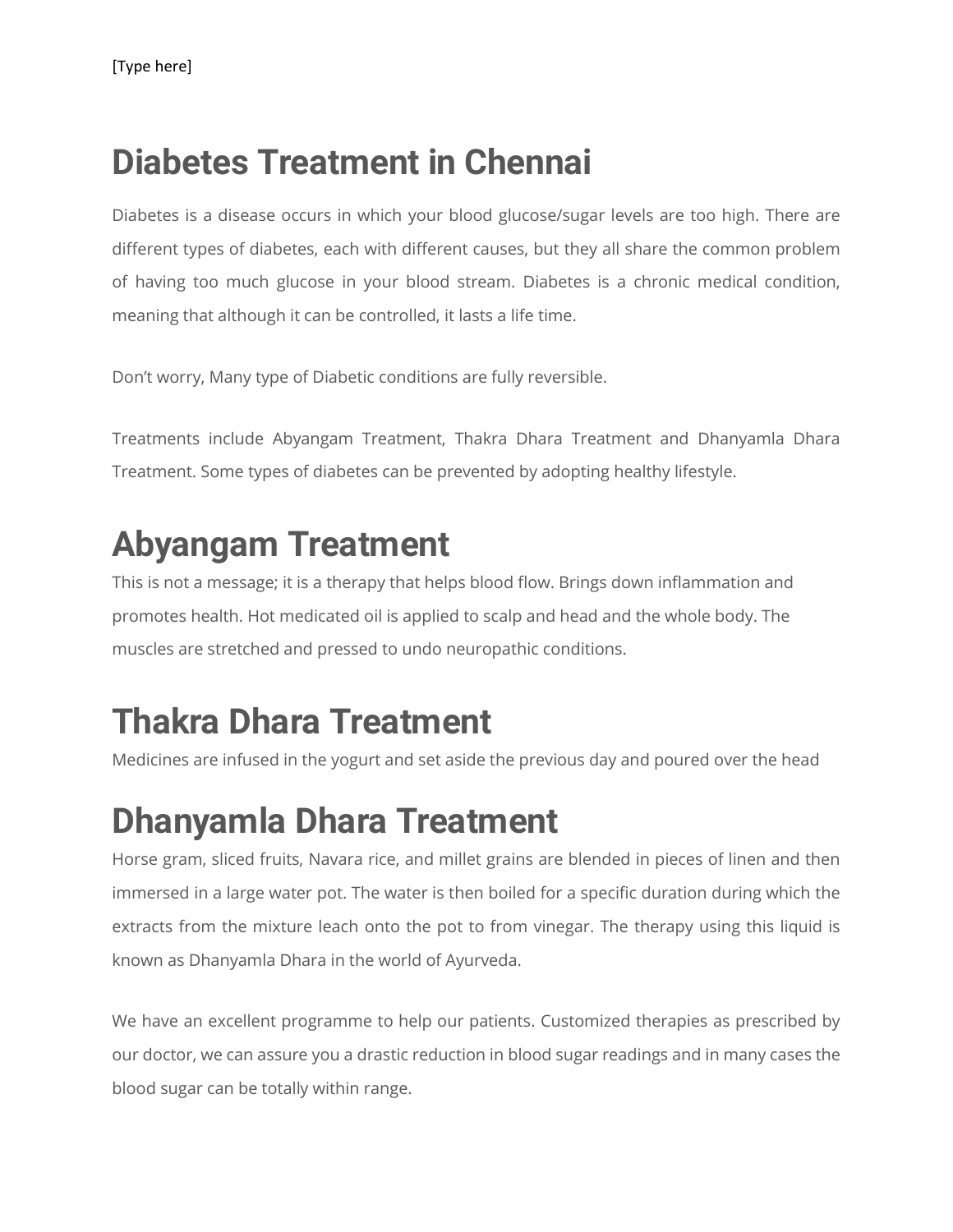# Diabetes Treatment in Chennai

Diabetes is a disease occurs in which your blood glucose/sugar levels are too high. There are different types of diabetes, each with different causes, but they all share the common problem of having too much glucose in your blood stream. Diabetes is a chronic medical condition, meaning that although it can be controlled, it lasts a life time.

Don't worry, Many type of Diabetic conditions are fully reversible.

Treatments include Abyangam Treatment, Thakra Dhara Treatment and Dhanyamla Dhara Treatment. Some types of diabetes can be prevented by adopting healthy lifestyle.

# Abyangam Treatment

This is not a message; it is a therapy that helps blood flow. Brings down inflammation and promotes health. Hot medicated oil is applied to scalp and head and the whole body. The muscles are stretched and pressed to undo neuropathic conditions.

# Thakra Dhara Treatment

Medicines are infused in the yogurt and set aside the previous day and poured over the head

# Dhanyamla Dhara Treatment

Horse gram, sliced fruits, Navara rice, and millet grains are blended in pieces of linen and then immersed in a large water pot. The water is then boiled for a specific duration during which the extracts from the mixture leach onto the pot to from vinegar. The therapy using this liquid is known as Dhanyamla Dhara in the world of Ayurveda.

We have an excellent programme to help our patients. Customized therapies as prescribed by our doctor, we can assure you a drastic reduction in blood sugar readings and in many cases the blood sugar can be totally within range.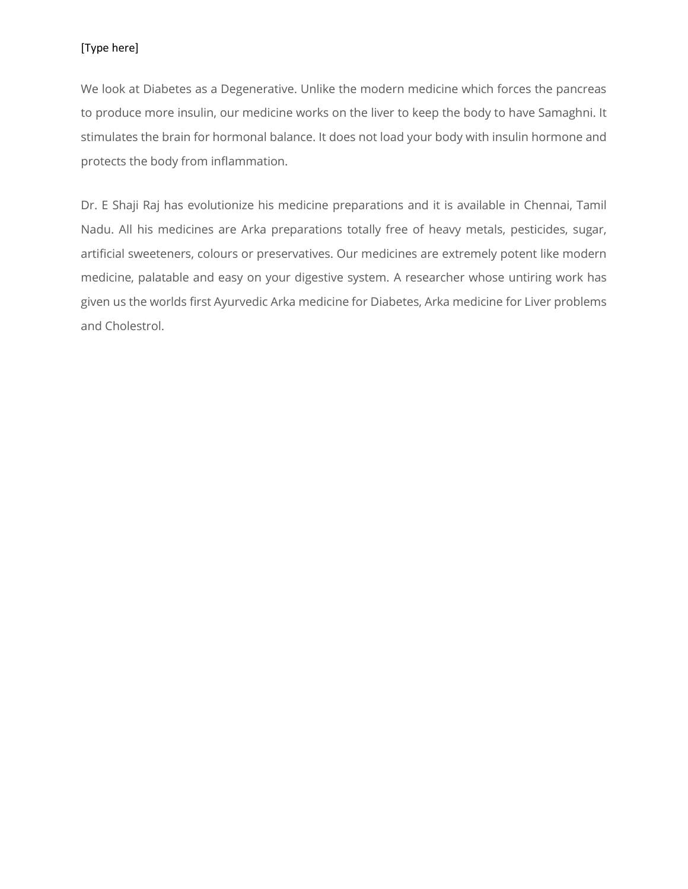[Type here]

We look at Diabetes as a Degenerative. Unlike the modern medicine which forces the pancreas to produce more insulin, our medicine works on the liver to keep the body to have Samaghni. It stimulates the brain for hormonal balance. It does not load your body with insulin hormone and protects the body from inflammation.

Dr. E Shaji Raj has evolutionize his medicine preparations and it is available in Chennai, Tamil Nadu. All his medicines are Arka preparations totally free of heavy metals, pesticides, sugar, artificial sweeteners, colours or preservatives. Our medicines are extremely potent like modern medicine, palatable and easy on your digestive system. A researcher whose untiring work has given us the worlds first Ayurvedic Arka medicine for Diabetes, Arka medicine for Liver problems and Cholestrol.